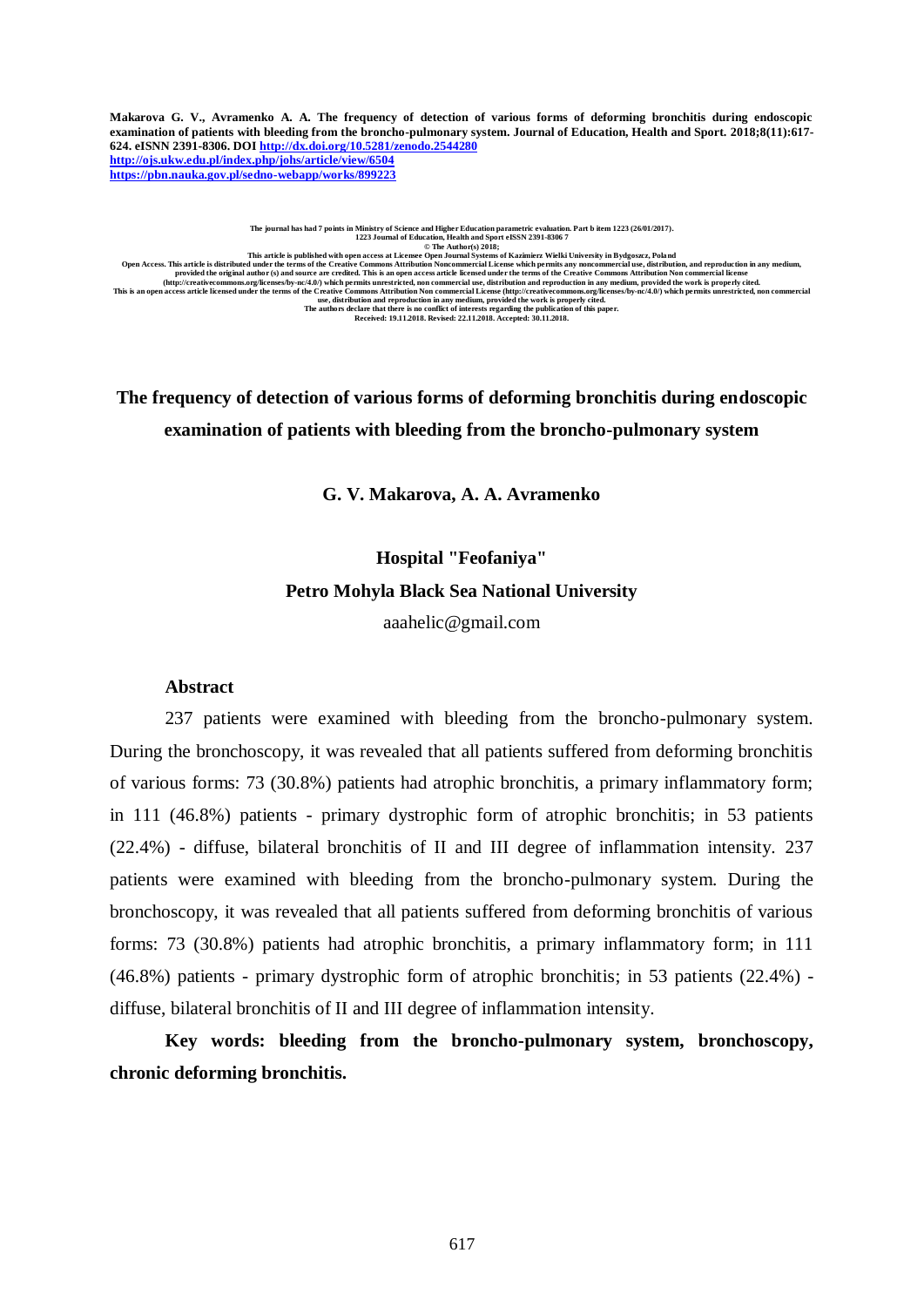Makarova G. V., Avramenko A. A. The frequency of detection of various forms of deforming bronchitis during endoscopic examination of patients with bleeding from the broncho-pulmonary system. Journal of Education, Health and Sport. 2018;8(11):617-624. eISNN 2391-8306. DOI http://dx.doi.org/10.5281/zenodo.2544280
http://ojs.ukw.edu.pl/index.php/johs/article/view/6504
https://pbn.nauka.gov.pl/sedno-webapp/works/899223

The journal has had 7 points in Ministry of Science and Higher Education parametric evaluation. Part b item 1223 (26/01/2017).
1223 Journal of Education, Health and Sport eISSN 2391-8306 7
© The Author(s) 2018;
This article is published with open access at Licensee Open Journal Systems of Kazimierz Wielki University in Bydgoszcz, Poland
Open Access. This article is distributed under the terms of the Creative Commons Attribution Noncommercial License which permits any noncommercial use, distribution, and reproduction in any medium, provided the original author (s) and source are credited. This is an open access article licensed under the terms of the Creative Commons Attribution Non commercial license (http://creativecommons.org/licenses/by-nc/4.0/) which permits unrestricted, non commercial use, distribution and reproduction in any medium, provided the work is properly cited.
This is an open access article licensed under the terms of the Creative Commons Attribution Non commercial License (http://creativecommons.org/licenses/by-nc/4.0/) which permits unrestricted, non commercial use, distribution and reproduction in any medium, provided the work is properly cited.
The authors declare that there is no conflict of interests regarding the publication of this paper.
Received: 19.11.2018. Revised: 22.11.2018. Accepted: 30.11.2018.

# The frequency of detection of various forms of deforming bronchitis during endoscopic examination of patients with bleeding from the broncho-pulmonary system

**G. V. Makarova, A. A. Avramenko**

**Hospital "Feofaniya"**

**Petro Mohyla Black Sea National University**

aaahelic@gmail.com

## Abstract

237 patients were examined with bleeding from the broncho-pulmonary system. During the bronchoscopy, it was revealed that all patients suffered from deforming bronchitis of various forms: 73 (30.8%) patients had atrophic bronchitis, a primary inflammatory form; in 111 (46.8%) patients - primary dystrophic form of atrophic bronchitis; in 53 patients (22.4%) - diffuse, bilateral bronchitis of II and III degree of inflammation intensity. 237 patients were examined with bleeding from the broncho-pulmonary system. During the bronchoscopy, it was revealed that all patients suffered from deforming bronchitis of various forms: 73 (30.8%) patients had atrophic bronchitis, a primary inflammatory form; in 111 (46.8%) patients - primary dystrophic form of atrophic bronchitis; in 53 patients (22.4%) - diffuse, bilateral bronchitis of II and III degree of inflammation intensity.

**Key words: bleeding from the broncho-pulmonary system, bronchoscopy, chronic deforming bronchitis.**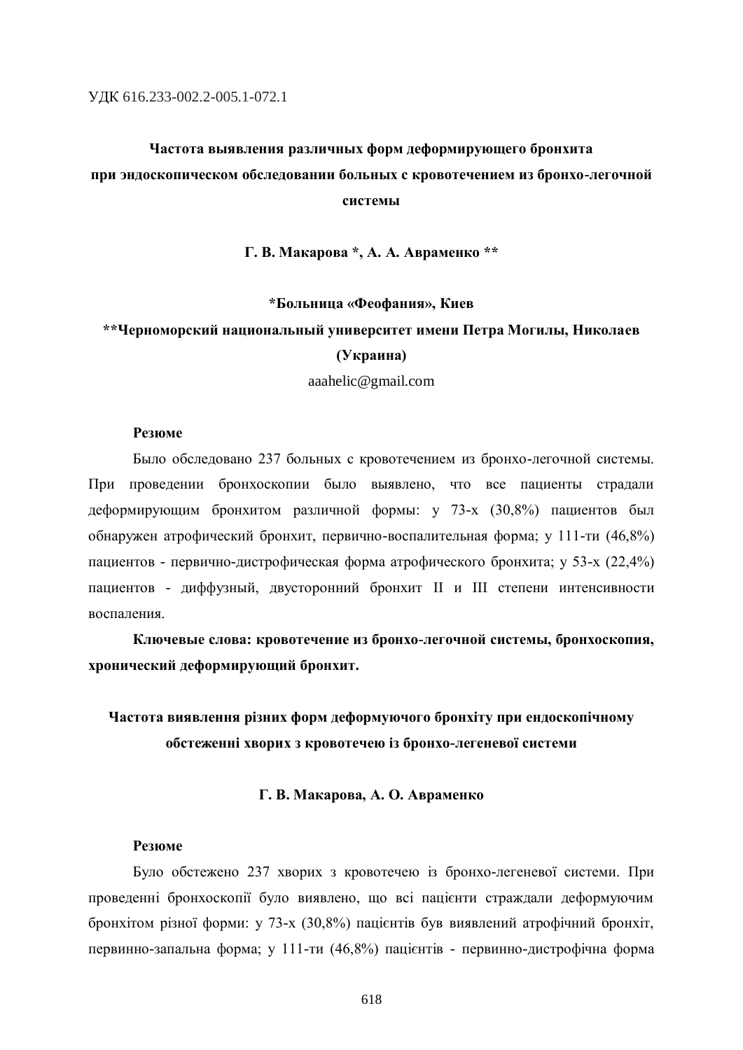УДК 616.233-002.2-005.1-072.1

# Частота выявления различных форм деформирующего бронхита при эндоскопическом обследовании больных с кровотечением из бронхо-легочной системы

**Г. В. Макарова \*, А. А. Авраменко \*\***

**\*Больница «Феофания», Киев**

**\*\*Черноморский национальный университет имени Петра Могилы, Николаев (Украина)**

aaahelic@gmail.com

**Резюме**

Было обследовано 237 больных с кровотечением из бронхо-легочной системы. При проведении бронхоскопии было выявлено, что все пациенты страдали деформирующим бронхитом различной формы: у 73-х (30,8%) пациентов был обнаружен атрофический бронхит, первично-воспалительная форма; у 111-ти (46,8%) пациентов - первично-дистрофическая форма атрофического бронхита; у 53-х (22,4%) пациентов - диффузный, двусторонний бронхит II и III степени интенсивности воспаления.

**Ключевые слова: кровотечение из бронхо-легочной системы, бронхоскопия, хронический деформирующий бронхит.**

## Частота виявлення різних форм деформуючого бронхіту при ендоскопічному обстеженні хворих з кровотечею із бронхо-легеневої системи

**Г. В. Макарова, А. О. Авраменко**

**Резюме**

Було обстежено 237 хворих з кровотечею із бронхо-легеневої системи. При проведенні бронхоскопії було виявлено, що всі пацієнти страждали деформуючим бронхітом різної форми: у 73-х (30,8%) пацієнтів був виявлений атрофічний бронхіт, первинно-запальна форма; у 111-ти (46,8%) пацієнтів - первинно-дистрофічна форма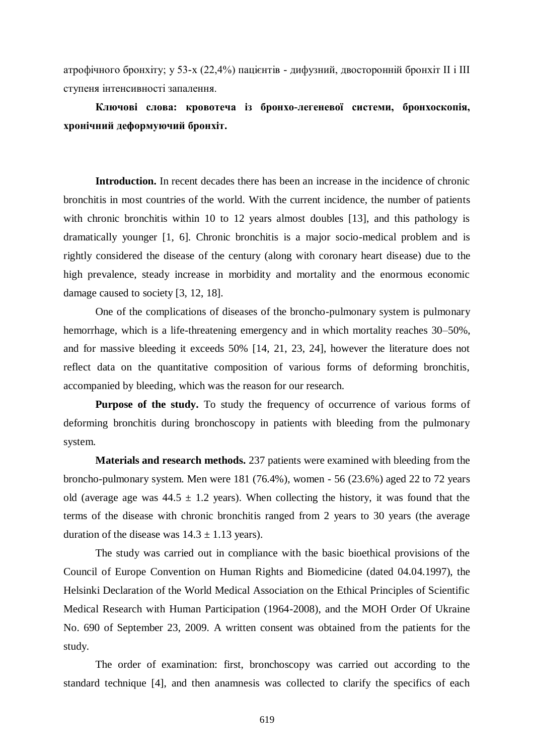атрофічного бронхіту; у 53-х (22,4%) пацієнтів - дифузний, двосторонній бронхіт II і III ступеня інтенсивності запалення.

**Ключові слова: кровотеча із бронхо-легеневої системи, бронхоскопія, хронічний деформуючий бронхіт.**

**Introduction.** In recent decades there has been an increase in the incidence of chronic bronchitis in most countries of the world. With the current incidence, the number of patients with chronic bronchitis within 10 to 12 years almost doubles [13], and this pathology is dramatically younger [1, 6]. Chronic bronchitis is a major socio-medical problem and is rightly considered the disease of the century (along with coronary heart disease) due to the high prevalence, steady increase in morbidity and mortality and the enormous economic damage caused to society [3, 12, 18].

One of the complications of diseases of the broncho-pulmonary system is pulmonary hemorrhage, which is a life-threatening emergency and in which mortality reaches 30–50%, and for massive bleeding it exceeds 50% [14, 21, 23, 24], however the literature does not reflect data on the quantitative composition of various forms of deforming bronchitis, accompanied by bleeding, which was the reason for our research.

**Purpose of the study.** To study the frequency of occurrence of various forms of deforming bronchitis during bronchoscopy in patients with bleeding from the pulmonary system.

**Materials and research methods.** 237 patients were examined with bleeding from the broncho-pulmonary system. Men were 181 (76.4%), women - 56 (23.6%) aged 22 to 72 years old (average age was $44.5 \pm 1.2$ years). When collecting the history, it was found that the terms of the disease with chronic bronchitis ranged from 2 years to 30 years (the average duration of the disease was $14.3 \pm 1.13$ years).

The study was carried out in compliance with the basic bioethical provisions of the Council of Europe Convention on Human Rights and Biomedicine (dated 04.04.1997), the Helsinki Declaration of the World Medical Association on the Ethical Principles of Scientific Medical Research with Human Participation (1964-2008), and the MOH Order Of Ukraine No. 690 of September 23, 2009. A written consent was obtained from the patients for the study.

The order of examination: first, bronchoscopy was carried out according to the standard technique [4], and then anamnesis was collected to clarify the specifics of each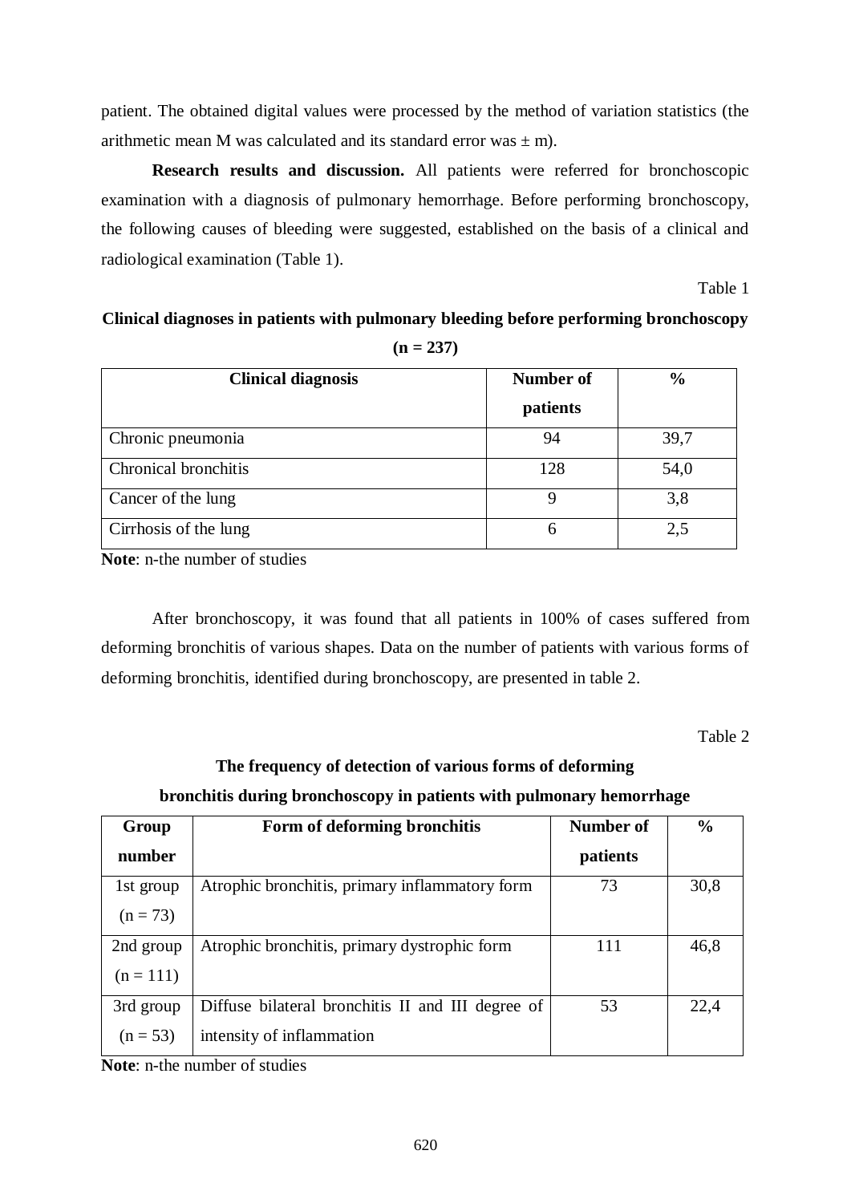patient. The obtained digital values were processed by the method of variation statistics (the arithmetic mean M was calculated and its standard error was ± m).

**Research results and discussion.** All patients were referred for bronchoscopic examination with a diagnosis of pulmonary hemorrhage. Before performing bronchoscopy, the following causes of bleeding were suggested, established on the basis of a clinical and radiological examination (Table 1).

Table 1

**Clinical diagnoses in patients with pulmonary bleeding before performing bronchoscopy (n = 237)**

| Clinical diagnosis | Number of patients | % |
|---|---|---|
| Chronic pneumonia | 94 | 39,7 |
| Chronical bronchitis | 128 | 54,0 |
| Cancer of the lung | 9 | 3,8 |
| Cirrhosis of the lung | 6 | 2,5 |

**Note**: n-the number of studies

After bronchoscopy, it was found that all patients in 100% of cases suffered from deforming bronchitis of various shapes. Data on the number of patients with various forms of deforming bronchitis, identified during bronchoscopy, are presented in table 2.

Table 2

**The frequency of detection of various forms of deforming bronchitis during bronchoscopy in patients with pulmonary hemorrhage**

| Group number | Form of deforming bronchitis | Number of patients | % |
|---|---|---|---|
| 1st group (n = 73) | Atrophic bronchitis, primary inflammatory form | 73 | 30,8 |
| 2nd group (n = 111) | Atrophic bronchitis, primary dystrophic form | 111 | 46,8 |
| 3rd group (n = 53) | Diffuse bilateral bronchitis II and III degree of intensity of inflammation | 53 | 22,4 |

**Note**: n-the number of studies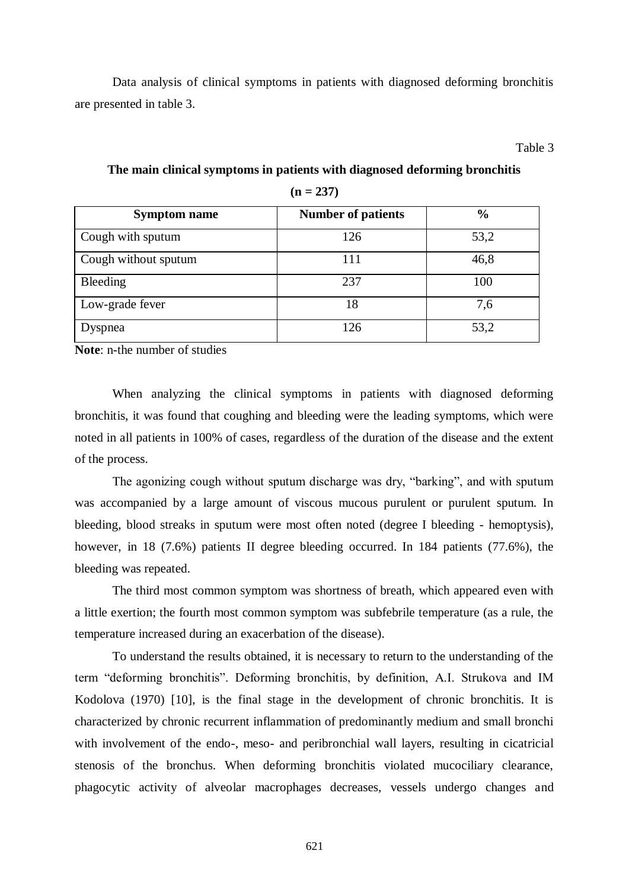Data analysis of clinical symptoms in patients with diagnosed deforming bronchitis are presented in table 3.

Table 3

**The main clinical symptoms in patients with diagnosed deforming bronchitis (n = 237)**

| Symptom name | Number of patients | % |
|---|---|---|
| Cough with sputum | 126 | 53,2 |
| Cough without sputum | 111 | 46,8 |
| Bleeding | 237 | 100 |
| Low-grade fever | 18 | 7,6 |
| Dyspnea | 126 | 53,2 |

**Note**: n-the number of studies

When analyzing the clinical symptoms in patients with diagnosed deforming bronchitis, it was found that coughing and bleeding were the leading symptoms, which were noted in all patients in 100% of cases, regardless of the duration of the disease and the extent of the process.

The agonizing cough without sputum discharge was dry, "barking", and with sputum was accompanied by a large amount of viscous mucous purulent or purulent sputum. In bleeding, blood streaks in sputum were most often noted (degree I bleeding - hemoptysis), however, in 18 (7.6%) patients II degree bleeding occurred. In 184 patients (77.6%), the bleeding was repeated.

The third most common symptom was shortness of breath, which appeared even with a little exertion; the fourth most common symptom was subfebrile temperature (as a rule, the temperature increased during an exacerbation of the disease).

To understand the results obtained, it is necessary to return to the understanding of the term "deforming bronchitis". Deforming bronchitis, by definition, A.I. Strukova and IM Kodolova (1970) [10], is the final stage in the development of chronic bronchitis. It is characterized by chronic recurrent inflammation of predominantly medium and small bronchi with involvement of the endo-, meso- and peribronchial wall layers, resulting in cicatricial stenosis of the bronchus. When deforming bronchitis violated mucociliary clearance, phagocytic activity of alveolar macrophages decreases, vessels undergo changes and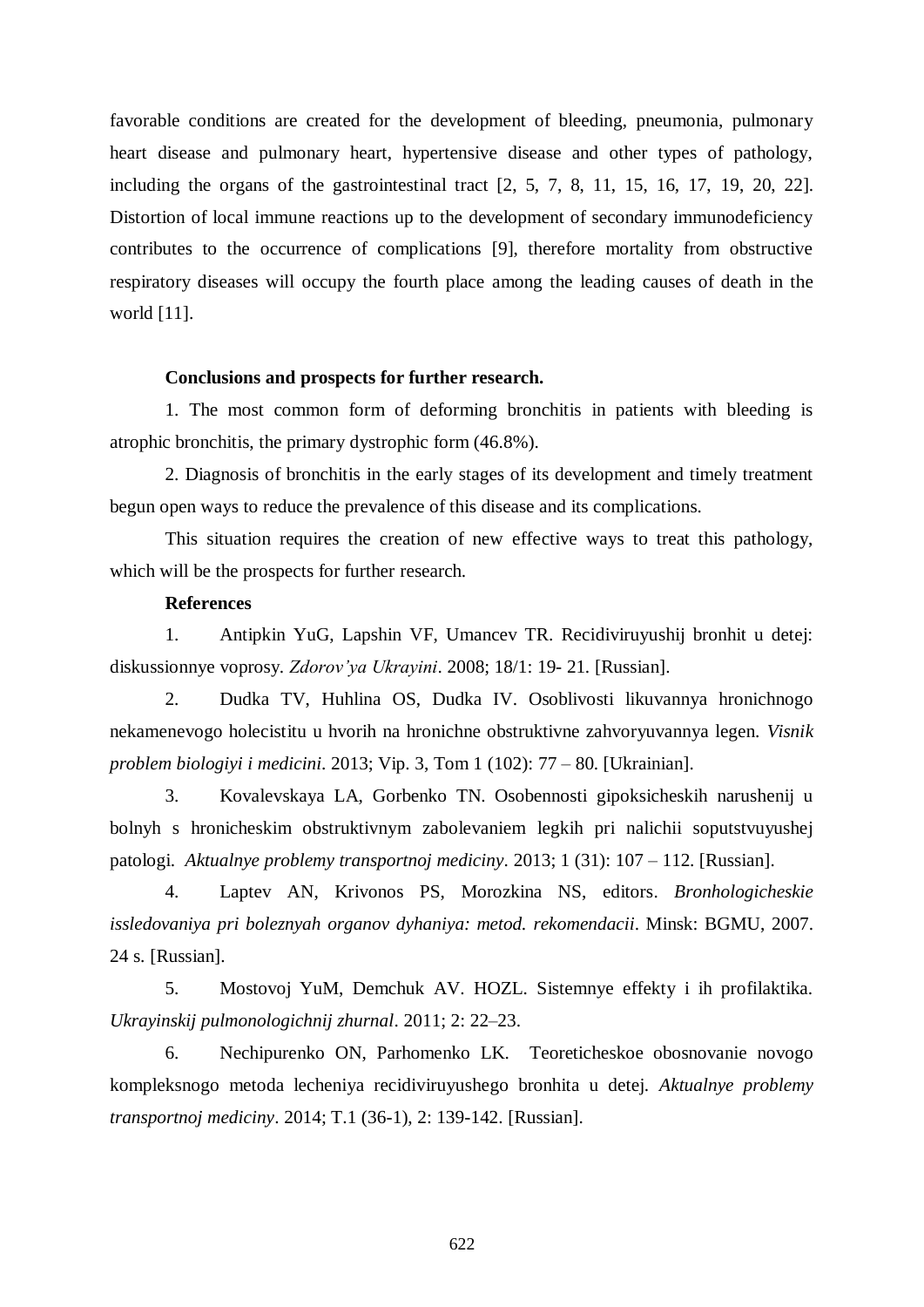favorable conditions are created for the development of bleeding, pneumonia, pulmonary heart disease and pulmonary heart, hypertensive disease and other types of pathology, including the organs of the gastrointestinal tract [2, 5, 7, 8, 11, 15, 16, 17, 19, 20, 22]. Distortion of local immune reactions up to the development of secondary immunodeficiency contributes to the occurrence of complications [9], therefore mortality from obstructive respiratory diseases will occupy the fourth place among the leading causes of death in the world [11].

**Conclusions and prospects for further research.**

1. The most common form of deforming bronchitis in patients with bleeding is atrophic bronchitis, the primary dystrophic form (46.8%).

2. Diagnosis of bronchitis in the early stages of its development and timely treatment begun open ways to reduce the prevalence of this disease and its complications.

This situation requires the creation of new effective ways to treat this pathology, which will be the prospects for further research.

**References**

1. Antipkin YuG, Lapshin VF, Umancev TR. Recidiviruyushij bronhit u detej: diskussionnye voprosy. *Zdorov'ya Ukrayini*. 2008; 18/1: 19- 21. [Russian].

2. Dudka TV, Huhlina OS, Dudka IV. Osoblivosti likuvannya hronichnogo nekamenevogo holecistitu u hvorih na hronichne obstruktivne zahvoryuvannya legen. *Visnik problem biologiyi i medicini*. 2013; Vip. 3, Tom 1 (102): 77 – 80. [Ukrainian].

3. Kovalevskaya LA, Gorbenko TN. Osobennosti gipoksicheskih narushenij u bolnyh s hronicheskim obstruktivnym zabolevaniem legkih pri nalichii soputstvuyushej patologi. *Aktualnye problemy transportnoj mediciny*. 2013; 1 (31): 107 – 112. [Russian].

4. Laptev AN, Krivonos PS, Morozkina NS, editors. *Bronhologicheskie issledovaniya pri boleznyah organov dyhaniya: metod. rekomendacii*. Minsk: BGMU, 2007. 24 s. [Russian].

5. Mostovoj YuM, Demchuk AV. HOZL. Sistemnye effekty i ih profilaktika. *Ukrayinskij pulmonologichnij zhurnal*. 2011; 2: 22–23.

6. Nechipurenko ON, Parhomenko LK. Teoreticheskoe obosnovanie novogo kompleksnogo metoda lecheniya recidiviruyushego bronhita u detej. *Aktualnye problemy transportnoj mediciny*. 2014; T.1 (36-1), 2: 139-142. [Russian].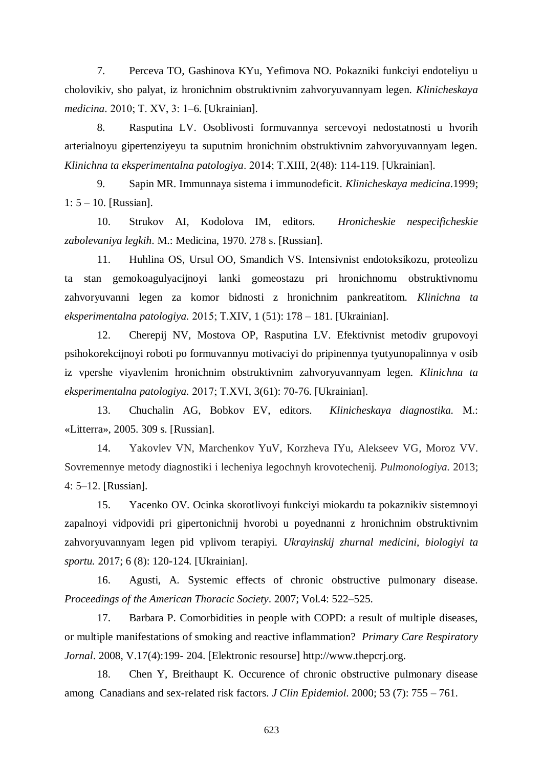7. Perceva TO, Gashinova KYu, Yefimova NO. Pokazniki funkciyi endoteliyu u cholovikiv, sho palyat, iz hronichnim obstruktivnim zahvoryuvannyam legen. *Klinicheskaya medicina*. 2010; T. XV, 3: 1–6. [Ukrainian].

8. Rasputina LV. Osoblivosti formuvannya sercevoyi nedostatnosti u hvorih arterialnoyu gipertenziyeyu ta suputnim hronichnim obstruktivnim zahvoryuvannyam legen. *Klinichna ta eksperimentalna patologiya*. 2014; T.XIII, 2(48): 114-119. [Ukrainian].

9. Sapin MR. Immunnaya sistema i immunodeficit. *Klinicheskaya medicina*.1999; 1: 5 – 10. [Russian].

10. Strukov AI, Kodolova IM, editors. *Hronicheskie nespecificheskie zabolevaniya legkih*. M.: Medicina, 1970. 278 s. [Russian].

11. Huhlina OS, Ursul OO, Smandich VS. Intensivnist endotoksikozu, proteolizu ta stan gemokoagulyacijnoyi lanki gomeostazu pri hronichnomu obstruktivnomu zahvoryuvanni legen za komor bidnosti z hronichnim pankreatitom. *Klinichna ta eksperimentalna patologiya.* 2015; T.XIV, 1 (51): 178 – 181. [Ukrainian].

12. Cherepij NV, Mostova OP, Rasputina LV. Efektivnist metodiv grupovoyi psihokorekcijnoyi roboti po formuvannyu motivaciyi do pripinennya tyutyunopalinnya v osib iz vpershe viyavlenim hronichnim obstruktivnim zahvoryuvannyam legen. *Klinichna ta eksperimentalna patologiya.* 2017; T.XVI, 3(61): 70-76. [Ukrainian].

13. Chuchalin AG, Bobkov EV, editors. *Klinicheskaya diagnostika.* M.: «Litterra», 2005. 309 s. [Russian].

14. Yakovlev VN, Marchenkov YuV, Korzheva IYu, Alekseev VG, Moroz VV. Sovremennye metody diagnostiki i lecheniya legochnyh krovotechenij. *Pulmonologiya.* 2013; 4: 5–12. [Russian].

15. Yacenko OV. Ocinka skorotlivoyi funkciyi miokardu ta pokaznikiv sistemnoyi zapalnoyi vidpovidi pri gipertonichnij hvorobi u poyednanni z hronichnim obstruktivnim zahvoryuvannyam legen pid vplivom terapiyi. *Ukrayinskij zhurnal medicini, biologiyi ta sportu.* 2017; 6 (8): 120-124. [Ukrainian].

16. Agusti, A. Systemic effects of chronic obstructive pulmonary disease. *Proceedings of the American Thoracic Society*. 2007; Vol.4: 522–525.

17. Barbara P. Comorbidities in people with COPD: a result of multiple diseases, or multiple manifestations of smoking and reactive inflammation? *Primary Care Respiratory Jornal*. 2008, V.17(4):199- 204. [Elektronic resourse] http://www.thepcrj.org.

18. Chen Y, Breithaupt K. Occurence of chronic obstructive pulmonary disease among Canadians and sex-related risk factors. *J Clin Epidemiol*. 2000; 53 (7): 755 – 761.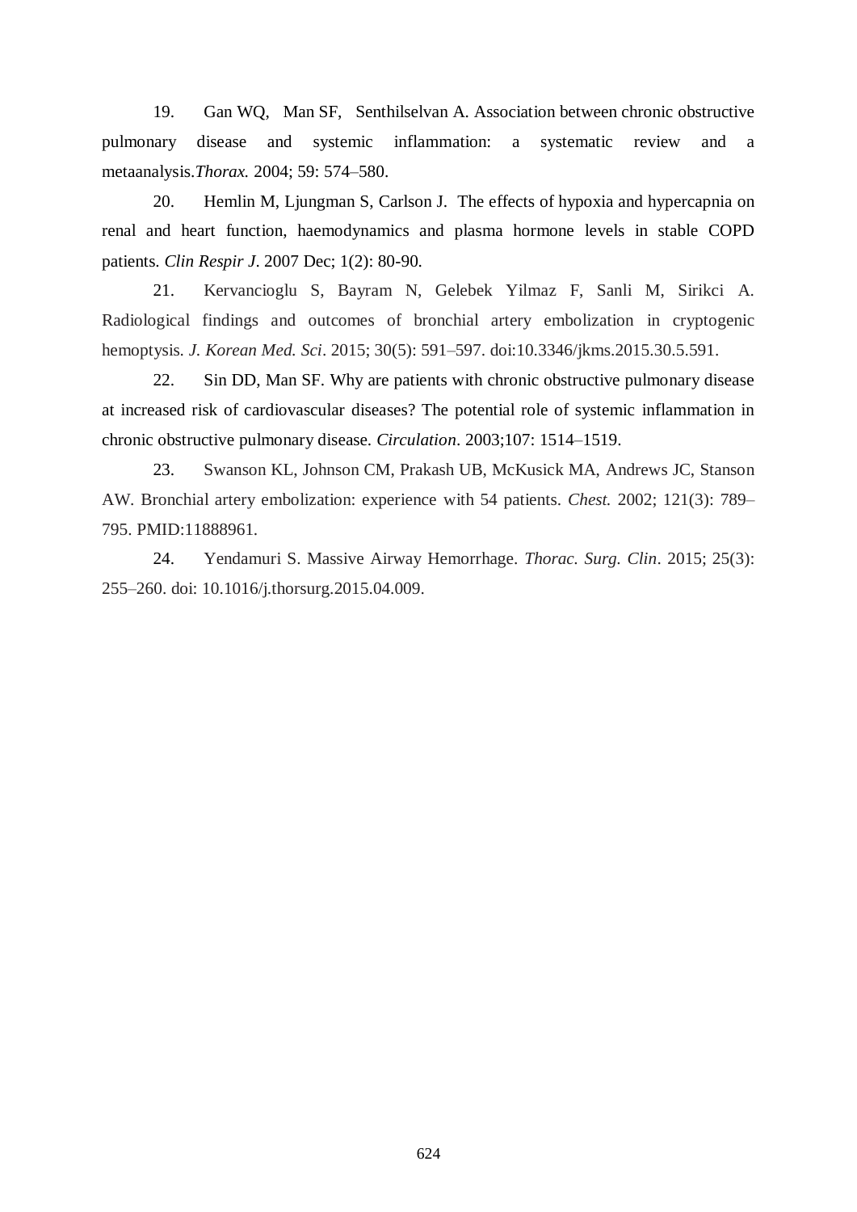19. Gan WQ, Man SF, Senthilselvan A. Association between chronic obstructive pulmonary disease and systemic inflammation: a systematic review and a metaanalysis.*Thorax.* 2004; 59: 574–580.

20. Hemlin M, Ljungman S, Carlson J. The effects of hypoxia and hypercapnia on renal and heart function, haemodynamics and plasma hormone levels in stable COPD patients. *Clin Respir J*. 2007 Dec; 1(2): 80-90.

21. Kervancioglu S, Bayram N, Gelebek Yilmaz F, Sanli M, Sirikci A. Radiological findings and outcomes of bronchial artery embolization in cryptogenic hemoptysis. *J. Korean Med. Sci*. 2015; 30(5): 591–597. doi:10.3346/jkms.2015.30.5.591.

22. Sin DD, Man SF. Why are patients with chronic obstructive pulmonary disease at increased risk of cardiovascular diseases? The potential role of systemic inflammation in chronic obstructive pulmonary disease. *Circulation*. 2003;107: 1514–1519.

23. Swanson KL, Johnson CM, Prakash UB, McKusick MA, Andrews JC, Stanson AW. Bronchial artery embolization: experience with 54 patients. *Chest.* 2002; 121(3): 789–795. PMID:11888961.

24. Yendamuri S. Massive Airway Hemorrhage. *Thorac. Surg. Clin*. 2015; 25(3): 255–260. doi: 10.1016/j.thorsurg.2015.04.009.